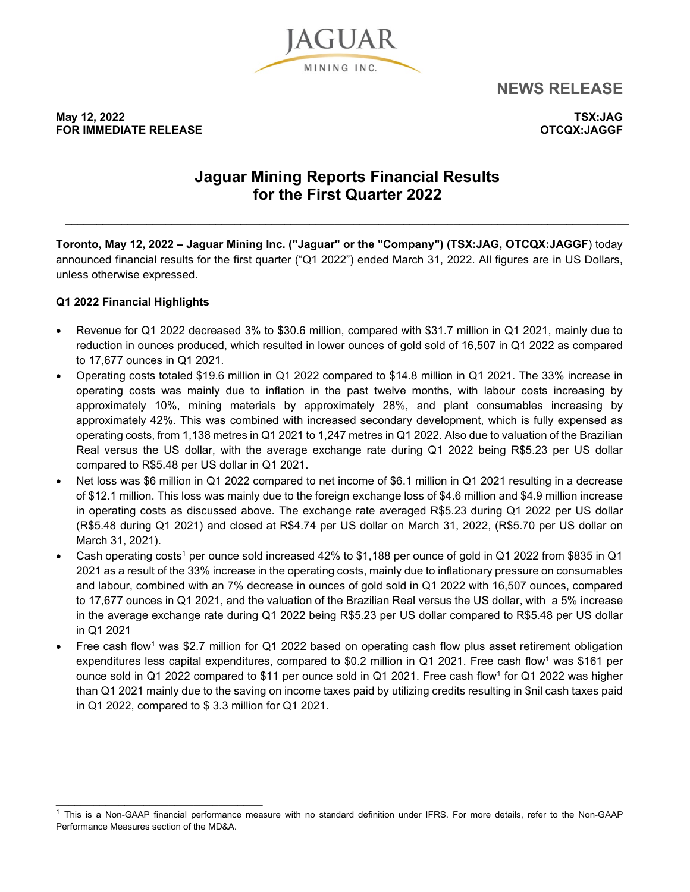JAGUAR MINING INC.

# NEWS RELEASE

**May 12, 2022**
**FOR IMMEDIATE RELEASE**

**TSX:JAG**
**OTCQX:JAGGF**

## Jaguar Mining Reports Financial Results for the First Quarter 2022

**Toronto, May 12, 2022 – Jaguar Mining Inc. ("Jaguar" or the "Company") (TSX:JAG, OTCQX:JAGGF**) today announced financial results for the first quarter ("Q1 2022") ended March 31, 2022. All figures are in US Dollars, unless otherwise expressed.

### Q1 2022 Financial Highlights

- Revenue for Q1 2022 decreased 3% to $30.6 million, compared with $31.7 million in Q1 2021, mainly due to reduction in ounces produced, which resulted in lower ounces of gold sold of 16,507 in Q1 2022 as compared to 17,677 ounces in Q1 2021.
- Operating costs totaled $19.6 million in Q1 2022 compared to $14.8 million in Q1 2021. The 33% increase in operating costs was mainly due to inflation in the past twelve months, with labour costs increasing by approximately 10%, mining materials by approximately 28%, and plant consumables increasing by approximately 42%. This was combined with increased secondary development, which is fully expensed as operating costs, from 1,138 metres in Q1 2021 to 1,247 metres in Q1 2022. Also due to valuation of the Brazilian Real versus the US dollar, with the average exchange rate during Q1 2022 being R$5.23 per US dollar compared to R$5.48 per US dollar in Q1 2021.
- Net loss was $6 million in Q1 2022 compared to net income of $6.1 million in Q1 2021 resulting in a decrease of $12.1 million. This loss was mainly due to the foreign exchange loss of $4.6 million and $4.9 million increase in operating costs as discussed above. The exchange rate averaged R$5.23 during Q1 2022 per US dollar (R$5.48 during Q1 2021) and closed at R$4.74 per US dollar on March 31, 2022, (R$5.70 per US dollar on March 31, 2021).
- Cash operating costs[1] per ounce sold increased 42% to $1,188 per ounce of gold in Q1 2022 from $835 in Q1 2021 as a result of the 33% increase in the operating costs, mainly due to inflationary pressure on consumables and labour, combined with an 7% decrease in ounces of gold sold in Q1 2022 with 16,507 ounces, compared to 17,677 ounces in Q1 2021, and the valuation of the Brazilian Real versus the US dollar, with a 5% increase in the average exchange rate during Q1 2022 being R$5.23 per US dollar compared to R$5.48 per US dollar in Q1 2021
- Free cash flow[1] was $2.7 million for Q1 2022 based on operating cash flow plus asset retirement obligation expenditures less capital expenditures, compared to $0.2 million in Q1 2021. Free cash flow[1] was $161 per ounce sold in Q1 2022 compared to $11 per ounce sold in Q1 2021. Free cash flow[1] for Q1 2022 was higher than Q1 2021 mainly due to the saving on income taxes paid by utilizing credits resulting in $nil cash taxes paid in Q1 2022, compared to $ 3.3 million for Q1 2021.

---

[1] This is a Non-GAAP financial performance measure with no standard definition under IFRS. For more details, refer to the Non-GAAP Performance Measures section of the MD&A.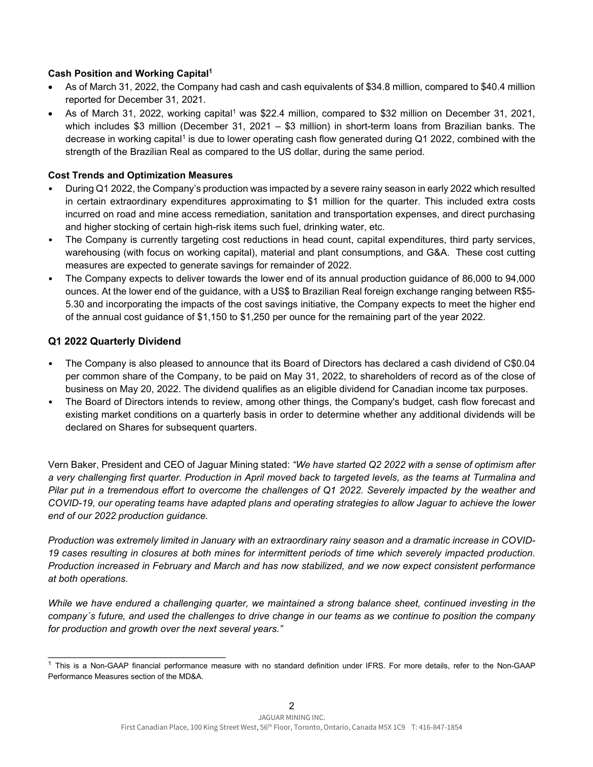**Cash Position and Working Capital[1]**

- As of March 31, 2022, the Company had cash and cash equivalents of $34.8 million, compared to $40.4 million reported for December 31, 2021.
- As of March 31, 2022, working capital[1] was $22.4 million, compared to $32 million on December 31, 2021, which includes $3 million (December 31, 2021 – $3 million) in short-term loans from Brazilian banks. The decrease in working capital[1] is due to lower operating cash flow generated during Q1 2022, combined with the strength of the Brazilian Real as compared to the US dollar, during the same period.

**Cost Trends and Optimization Measures**

- During Q1 2022, the Company's production was impacted by a severe rainy season in early 2022 which resulted in certain extraordinary expenditures approximating to $1 million for the quarter. This included extra costs incurred on road and mine access remediation, sanitation and transportation expenses, and direct purchasing and higher stocking of certain high-risk items such fuel, drinking water, etc.
- The Company is currently targeting cost reductions in head count, capital expenditures, third party services, warehousing (with focus on working capital), material and plant consumptions, and G&A. These cost cutting measures are expected to generate savings for remainder of 2022.
- The Company expects to deliver towards the lower end of its annual production guidance of 86,000 to 94,000 ounces. At the lower end of the guidance, with a US$ to Brazilian Real foreign exchange ranging between R$5-5.30 and incorporating the impacts of the cost savings initiative, the Company expects to meet the higher end of the annual cost guidance of $1,150 to $1,250 per ounce for the remaining part of the year 2022.

## Q1 2022 Quarterly Dividend

- The Company is also pleased to announce that its Board of Directors has declared a cash dividend of C$0.04 per common share of the Company, to be paid on May 31, 2022, to shareholders of record as of the close of business on May 20, 2022. The dividend qualifies as an eligible dividend for Canadian income tax purposes.
- The Board of Directors intends to review, among other things, the Company's budget, cash flow forecast and existing market conditions on a quarterly basis in order to determine whether any additional dividends will be declared on Shares for subsequent quarters.

Vern Baker, President and CEO of Jaguar Mining stated: *"We have started Q2 2022 with a sense of optimism after a very challenging first quarter. Production in April moved back to targeted levels, as the teams at Turmalina and Pilar put in a tremendous effort to overcome the challenges of Q1 2022. Severely impacted by the weather and COVID-19, our operating teams have adapted plans and operating strategies to allow Jaguar to achieve the lower end of our 2022 production guidance.*

*Production was extremely limited in January with an extraordinary rainy season and a dramatic increase in COVID-19 cases resulting in closures at both mines for intermittent periods of time which severely impacted production. Production increased in February and March and has now stabilized, and we now expect consistent performance at both operations.*

*While we have endured a challenging quarter, we maintained a strong balance sheet, continued investing in the company´s future, and used the challenges to drive change in our teams as we continue to position the company for production and growth over the next several years."*

---

[1] This is a Non-GAAP financial performance measure with no standard definition under IFRS. For more details, refer to the Non-GAAP Performance Measures section of the MD&A.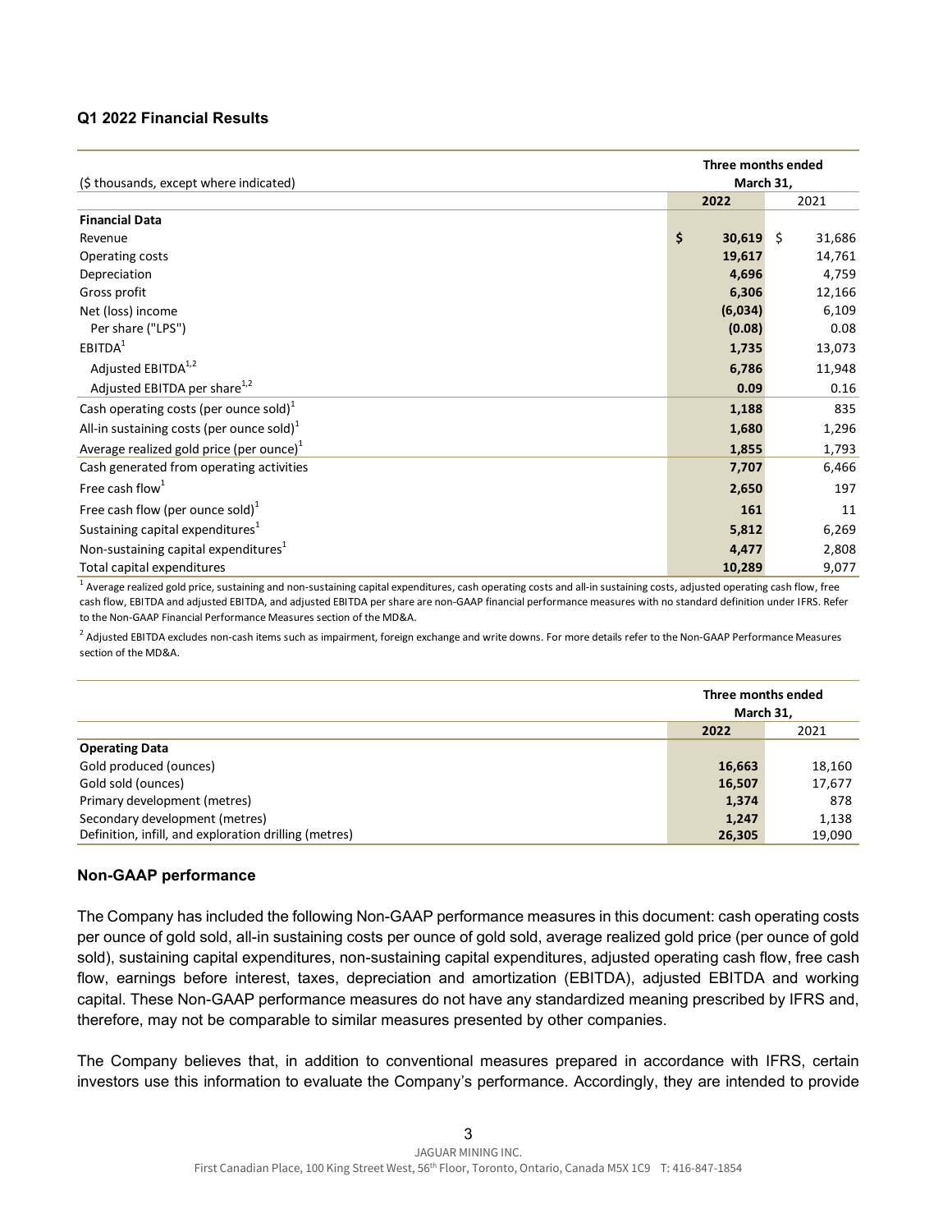## Q1 2022 Financial Results

| ($ thousands, except where indicated) | Three months ended March 31, 2022 | 2021 |
|---|---|---|
| **Financial Data** | | |
| Revenue | $ **30,619** | $ 31,686 |
| Operating costs | **19,617** | 14,761 |
| Depreciation | **4,696** | 4,759 |
| Gross profit | **6,306** | 12,166 |
| Net (loss) income | **(6,034)** | 6,109 |
| Per share ("LPS") | **(0.08)** | 0.08 |
| EBITDA[1] | **1,735** | 13,073 |
| Adjusted EBITDA[1,2] | **6,786** | 11,948 |
| Adjusted EBITDA per share[1,2] | **0.09** | 0.16 |
| Cash operating costs (per ounce sold)[1] | **1,188** | 835 |
| All-in sustaining costs (per ounce sold)[1] | **1,680** | 1,296 |
| Average realized gold price (per ounce)[1] | **1,855** | 1,793 |
| Cash generated from operating activities | **7,707** | 6,466 |
| Free cash flow[1] | **2,650** | 197 |
| Free cash flow (per ounce sold)[1] | **161** | 11 |
| Sustaining capital expenditures[1] | **5,812** | 6,269 |
| Non-sustaining capital expenditures[1] | **4,477** | 2,808 |
| Total capital expenditures | **10,289** | 9,077 |

[1] Average realized gold price, sustaining and non-sustaining capital expenditures, cash operating costs and all-in sustaining costs, adjusted operating cash flow, free cash flow, EBITDA and adjusted EBITDA, and adjusted EBITDA per share are non-GAAP financial performance measures with no standard definition under IFRS. Refer to the Non-GAAP Financial Performance Measures section of the MD&A.

[2] Adjusted EBITDA excludes non-cash items such as impairment, foreign exchange and write downs. For more details refer to the Non-GAAP Performance Measures section of the MD&A.

| | Three months ended March 31, 2022 | 2021 |
|---|---|---|
| **Operating Data** | | |
| Gold produced (ounces) | **16,663** | 18,160 |
| Gold sold (ounces) | **16,507** | 17,677 |
| Primary development (metres) | **1,374** | 878 |
| Secondary development (metres) | **1,247** | 1,138 |
| Definition, infill, and exploration drilling (metres) | **26,305** | 19,090 |

## Non-GAAP performance

The Company has included the following Non-GAAP performance measures in this document: cash operating costs per ounce of gold sold, all-in sustaining costs per ounce of gold sold, average realized gold price (per ounce of gold sold), sustaining capital expenditures, non-sustaining capital expenditures, adjusted operating cash flow, free cash flow, earnings before interest, taxes, depreciation and amortization (EBITDA), adjusted EBITDA and working capital. These Non-GAAP performance measures do not have any standardized meaning prescribed by IFRS and, therefore, may not be comparable to similar measures presented by other companies.

The Company believes that, in addition to conventional measures prepared in accordance with IFRS, certain investors use this information to evaluate the Company's performance. Accordingly, they are intended to provide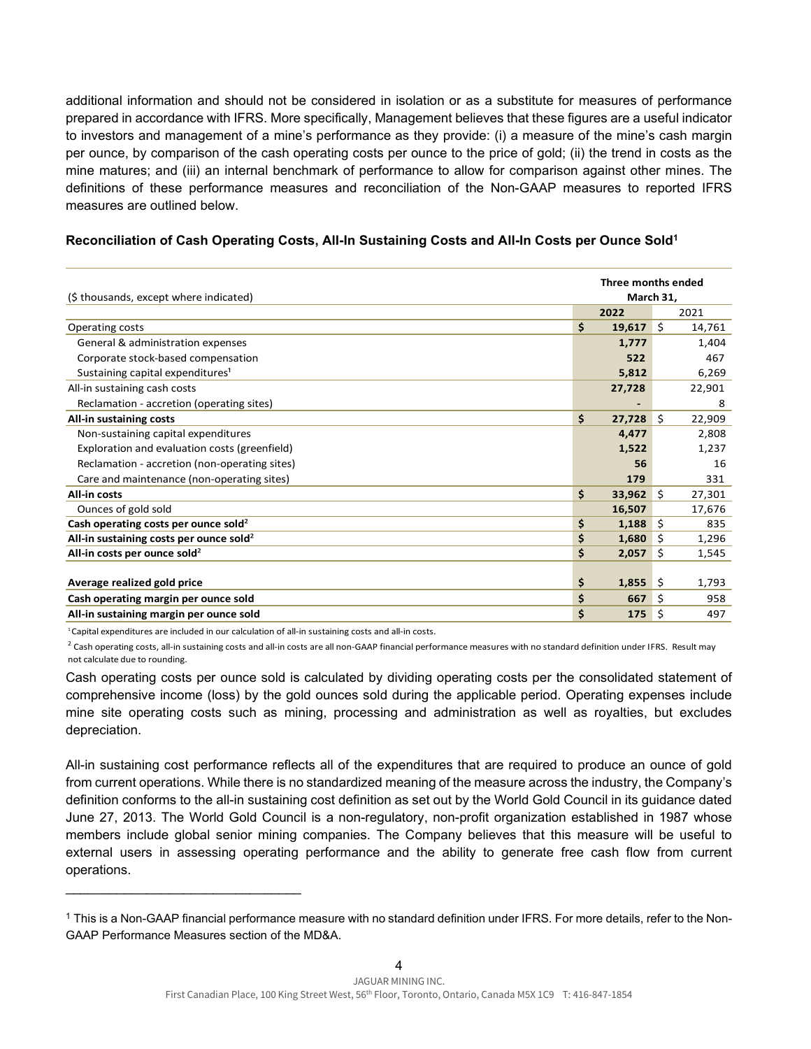additional information and should not be considered in isolation or as a substitute for measures of performance prepared in accordance with IFRS. More specifically, Management believes that these figures are a useful indicator to investors and management of a mine's performance as they provide: (i) a measure of the mine's cash margin per ounce, by comparison of the cash operating costs per ounce to the price of gold; (ii) the trend in costs as the mine matures; and (iii) an internal benchmark of performance to allow for comparison against other mines. The definitions of these performance measures and reconciliation of the Non-GAAP measures to reported IFRS measures are outlined below.

**Reconciliation of Cash Operating Costs, All-In Sustaining Costs and All-In Costs per Ounce Sold[1]**

| ($ thousands, except where indicated) | Three months ended March 31, 2022 | 2021 |
|---|---|---|
| Operating costs | $ **19,617** | $ 14,761 |
| General & administration expenses | **1,777** | 1,404 |
| Corporate stock-based compensation | **522** | 467 |
| Sustaining capital expenditures[1] | **5,812** | 6,269 |
| All-in sustaining cash costs | **27,728** | 22,901 |
| Reclamation - accretion (operating sites) | **-** | 8 |
| **All-in sustaining costs** | $ **27,728** | $ 22,909 |
| Non-sustaining capital expenditures | **4,477** | 2,808 |
| Exploration and evaluation costs (greenfield) | **1,522** | 1,237 |
| Reclamation - accretion (non-operating sites) | **56** | 16 |
| Care and maintenance (non-operating sites) | **179** | 331 |
| **All-in costs** | $ **33,962** | $ 27,301 |
| Ounces of gold sold | **16,507** | 17,676 |
| **Cash operating costs per ounce sold[2]** | $ **1,188** | $ 835 |
| **All-in sustaining costs per ounce sold[2]** | $ **1,680** | $ 1,296 |
| **All-in costs per ounce sold[2]** | $ **2,057** | $ 1,545 |
| | | |
| **Average realized gold price** | $ **1,855** | $ 1,793 |
| **Cash operating margin per ounce sold** | $ **667** | $ 958 |
| **All-in sustaining margin per ounce sold** | $ **175** | $ 497 |

[1] Capital expenditures are included in our calculation of all-in sustaining costs and all-in costs.

[2] Cash operating costs, all-in sustaining costs and all-in costs are all non-GAAP financial performance measures with no standard definition under IFRS. Result may not calculate due to rounding.

Cash operating costs per ounce sold is calculated by dividing operating costs per the consolidated statement of comprehensive income (loss) by the gold ounces sold during the applicable period. Operating expenses include mine site operating costs such as mining, processing and administration as well as royalties, but excludes depreciation.

All-in sustaining cost performance reflects all of the expenditures that are required to produce an ounce of gold from current operations. While there is no standardized meaning of the measure across the industry, the Company's definition conforms to the all-in sustaining cost definition as set out by the World Gold Council in its guidance dated June 27, 2013. The World Gold Council is a non-regulatory, non-profit organization established in 1987 whose members include global senior mining companies. The Company believes that this measure will be useful to external users in assessing operating performance and the ability to generate free cash flow from current operations.

---

[1] This is a Non-GAAP financial performance measure with no standard definition under IFRS. For more details, refer to the Non-GAAP Performance Measures section of the MD&A.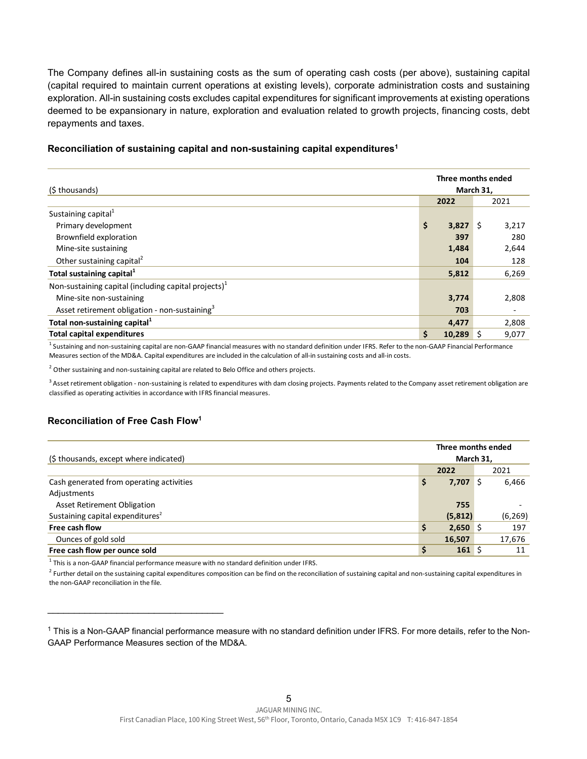The Company defines all-in sustaining costs as the sum of operating cash costs (per above), sustaining capital (capital required to maintain current operations at existing levels), corporate administration costs and sustaining exploration. All-in sustaining costs excludes capital expenditures for significant improvements at existing operations deemed to be expansionary in nature, exploration and evaluation related to growth projects, financing costs, debt repayments and taxes.

### Reconciliation of sustaining capital and non-sustaining capital expenditures[1]

| ($ thousands) | Three months ended March 31, | |
|---|---|---|
| | **2022** | 2021 |
| Sustaining capital[1] | | |
| Primary development | **$ 3,827** | $ 3,217 |
| Brownfield exploration | **397** | 280 |
| Mine-site sustaining | **1,484** | 2,644 |
| Other sustaining capital[2] | **104** | 128 |
| **Total sustaining capital[1]** | **5,812** | 6,269 |
| Non-sustaining capital (including capital projects)[1] | | |
| Mine-site non-sustaining | **3,774** | 2,808 |
| Asset retirement obligation - non-sustaining[3] | **703** | - |
| **Total non-sustaining capital[1]** | **4,477** | 2,808 |
| **Total capital expenditures** | **$ 10,289** | $ 9,077 |

[1] Sustaining and non-sustaining capital are non-GAAP financial measures with no standard definition under IFRS. Refer to the non-GAAP Financial Performance Measures section of the MD&A. Capital expenditures are included in the calculation of all-in sustaining costs and all-in costs.

[2] Other sustaining and non-sustaining capital are related to Belo Office and others projects.

[3] Asset retirement obligation - non-sustaining is related to expenditures with dam closing projects. Payments related to the Company asset retirement obligation are classified as operating activities in accordance with IFRS financial measures.

### Reconciliation of Free Cash Flow[1]

| ($ thousands, except where indicated) | Three months ended March 31, | |
|---|---|---|
| | **2022** | 2021 |
| Cash generated from operating activities | **$ 7,707** | $ 6,466 |
| Adjustments | | |
| Asset Retirement Obligation | **755** | - |
| Sustaining capital expenditures[2] | **(5,812)** | (6,269) |
| **Free cash flow** | **$ 2,650** | $ 197 |
| Ounces of gold sold | **16,507** | 17,676 |
| **Free cash flow per ounce sold** | **$ 161** | $ 11 |

[1] This is a non-GAAP financial performance measure with no standard definition under IFRS.

[2] Further detail on the sustaining capital expenditures composition can be find on the reconciliation of sustaining capital and non-sustaining capital expenditures in the non-GAAP reconciliation in the file.

---

[1] This is a Non-GAAP financial performance measure with no standard definition under IFRS. For more details, refer to the Non-GAAP Performance Measures section of the MD&A.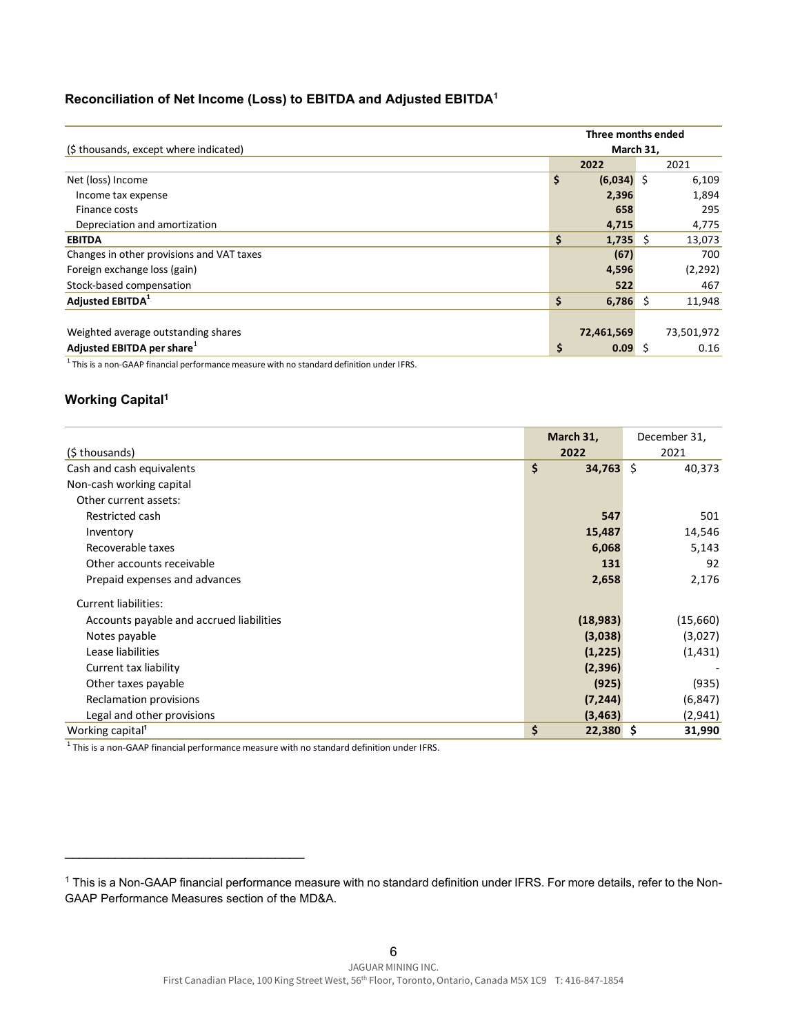### Reconciliation of Net Income (Loss) to EBITDA and Adjusted EBITDA[1]

| ($ thousands, except where indicated) | Three months ended March 31, | |
|---|---|---|
| | **2022** | 2021 |
| Net (loss) Income | **$ (6,034)** | $ 6,109 |
| Income tax expense | **2,396** | 1,894 |
| Finance costs | **658** | 295 |
| Depreciation and amortization | **4,715** | 4,775 |
| **EBITDA** | **$ 1,735** | $ 13,073 |
| Changes in other provisions and VAT taxes | **(67)** | 700 |
| Foreign exchange loss (gain) | **4,596** | (2,292) |
| Stock-based compensation | **522** | 467 |
| **Adjusted EBITDA[1]** | **$ 6,786** | $ 11,948 |
| | | |
| Weighted average outstanding shares | **72,461,569** | 73,501,972 |
| **Adjusted EBITDA per share[1]** | **$ 0.09** | $ 0.16 |

[1] This is a non-GAAP financial performance measure with no standard definition under IFRS.

### Working Capital[1]

| ($ thousands) | **March 31, 2022** | December 31, 2021 |
|---|---|---|
| Cash and cash equivalents | **$ 34,763** | $ 40,373 |
| Non-cash working capital | | |
| Other current assets: | | |
| Restricted cash | **547** | 501 |
| Inventory | **15,487** | 14,546 |
| Recoverable taxes | **6,068** | 5,143 |
| Other accounts receivable | **131** | 92 |
| Prepaid expenses and advances | **2,658** | 2,176 |
| Current liabilities: | | |
| Accounts payable and accrued liabilities | **(18,983)** | (15,660) |
| Notes payable | **(3,038)** | (3,027) |
| Lease liabilities | **(1,225)** | (1,431) |
| Current tax liability | **(2,396)** | - |
| Other taxes payable | **(925)** | (935) |
| Reclamation provisions | **(7,244)** | (6,847) |
| Legal and other provisions | **(3,463)** | (2,941) |
| Working capital[1] | **$ 22,380** | **$ 31,990** |

[1] This is a non-GAAP financial performance measure with no standard definition under IFRS.

---

[1] This is a Non-GAAP financial performance measure with no standard definition under IFRS. For more details, refer to the Non-GAAP Performance Measures section of the MD&A.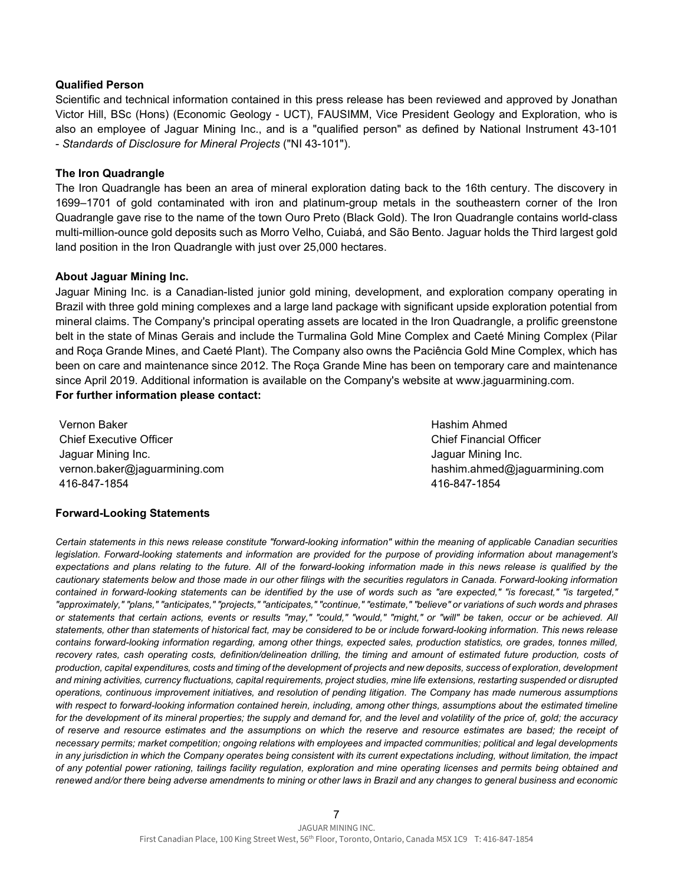**Qualified Person**

Scientific and technical information contained in this press release has been reviewed and approved by Jonathan Victor Hill, BSc (Hons) (Economic Geology - UCT), FAUSIMM, Vice President Geology and Exploration, who is also an employee of Jaguar Mining Inc., and is a "qualified person" as defined by National Instrument 43-101 - *Standards of Disclosure for Mineral Projects* ("NI 43-101").

**The Iron Quadrangle**

The Iron Quadrangle has been an area of mineral exploration dating back to the 16th century. The discovery in 1699–1701 of gold contaminated with iron and platinum-group metals in the southeastern corner of the Iron Quadrangle gave rise to the name of the town Ouro Preto (Black Gold). The Iron Quadrangle contains world-class multi-million-ounce gold deposits such as Morro Velho, Cuiabá, and São Bento. Jaguar holds the Third largest gold land position in the Iron Quadrangle with just over 25,000 hectares.

**About Jaguar Mining Inc.**

Jaguar Mining Inc. is a Canadian-listed junior gold mining, development, and exploration company operating in Brazil with three gold mining complexes and a large land package with significant upside exploration potential from mineral claims. The Company's principal operating assets are located in the Iron Quadrangle, a prolific greenstone belt in the state of Minas Gerais and include the Turmalina Gold Mine Complex and Caeté Mining Complex (Pilar and Roça Grande Mines, and Caeté Plant). The Company also owns the Paciência Gold Mine Complex, which has been on care and maintenance since 2012. The Roça Grande Mine has been on temporary care and maintenance since April 2019. Additional information is available on the Company's website at www.jaguarmining.com.

**For further information please contact:**

Vernon Baker
Chief Executive Officer
Jaguar Mining Inc.
vernon.baker@jaguarmining.com
416-847-1854

Hashim Ahmed
Chief Financial Officer
Jaguar Mining Inc.
hashim.ahmed@jaguarmining.com
416-847-1854

**Forward-Looking Statements**

*Certain statements in this news release constitute "forward-looking information" within the meaning of applicable Canadian securities legislation. Forward-looking statements and information are provided for the purpose of providing information about management's expectations and plans relating to the future. All of the forward-looking information made in this news release is qualified by the cautionary statements below and those made in our other filings with the securities regulators in Canada. Forward-looking information contained in forward-looking statements can be identified by the use of words such as "are expected," "is forecast," "is targeted," "approximately," "plans," "anticipates," "projects," "anticipates," "continue," "estimate," "believe" or variations of such words and phrases or statements that certain actions, events or results "may," "could," "would," "might," or "will" be taken, occur or be achieved. All statements, other than statements of historical fact, may be considered to be or include forward-looking information. This news release contains forward-looking information regarding, among other things, expected sales, production statistics, ore grades, tonnes milled, recovery rates, cash operating costs, definition/delineation drilling, the timing and amount of estimated future production, costs of production, capital expenditures, costs and timing of the development of projects and new deposits, success of exploration, development and mining activities, currency fluctuations, capital requirements, project studies, mine life extensions, restarting suspended or disrupted operations, continuous improvement initiatives, and resolution of pending litigation. The Company has made numerous assumptions with respect to forward-looking information contained herein, including, among other things, assumptions about the estimated timeline for the development of its mineral properties; the supply and demand for, and the level and volatility of the price of, gold; the accuracy of reserve and resource estimates and the assumptions on which the reserve and resource estimates are based; the receipt of necessary permits; market competition; ongoing relations with employees and impacted communities; political and legal developments in any jurisdiction in which the Company operates being consistent with its current expectations including, without limitation, the impact of any potential power rationing, tailings facility regulation, exploration and mine operating licenses and permits being obtained and renewed and/or there being adverse amendments to mining or other laws in Brazil and any changes to general business and economic*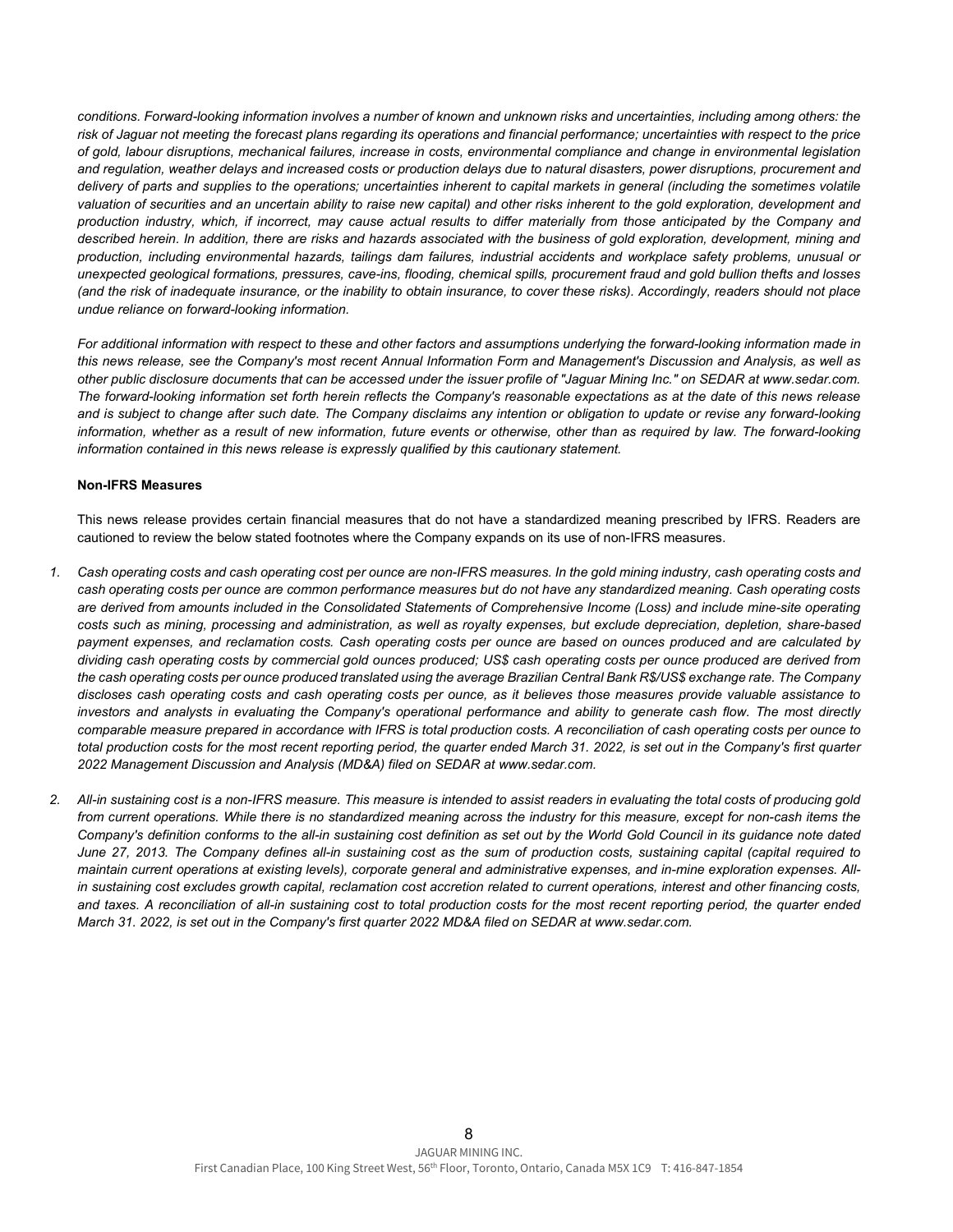*conditions. Forward-looking information involves a number of known and unknown risks and uncertainties, including among others: the risk of Jaguar not meeting the forecast plans regarding its operations and financial performance; uncertainties with respect to the price of gold, labour disruptions, mechanical failures, increase in costs, environmental compliance and change in environmental legislation and regulation, weather delays and increased costs or production delays due to natural disasters, power disruptions, procurement and delivery of parts and supplies to the operations; uncertainties inherent to capital markets in general (including the sometimes volatile valuation of securities and an uncertain ability to raise new capital) and other risks inherent to the gold exploration, development and production industry, which, if incorrect, may cause actual results to differ materially from those anticipated by the Company and described herein. In addition, there are risks and hazards associated with the business of gold exploration, development, mining and production, including environmental hazards, tailings dam failures, industrial accidents and workplace safety problems, unusual or unexpected geological formations, pressures, cave-ins, flooding, chemical spills, procurement fraud and gold bullion thefts and losses (and the risk of inadequate insurance, or the inability to obtain insurance, to cover these risks). Accordingly, readers should not place undue reliance on forward-looking information.*

*For additional information with respect to these and other factors and assumptions underlying the forward-looking information made in this news release, see the Company's most recent Annual Information Form and Management's Discussion and Analysis, as well as other public disclosure documents that can be accessed under the issuer profile of "Jaguar Mining Inc." on SEDAR at www.sedar.com. The forward-looking information set forth herein reflects the Company's reasonable expectations as at the date of this news release and is subject to change after such date. The Company disclaims any intention or obligation to update or revise any forward-looking information, whether as a result of new information, future events or otherwise, other than as required by law. The forward-looking information contained in this news release is expressly qualified by this cautionary statement.*

**Non-IFRS Measures**

This news release provides certain financial measures that do not have a standardized meaning prescribed by IFRS. Readers are cautioned to review the below stated footnotes where the Company expands on its use of non-IFRS measures.

1. *Cash operating costs and cash operating cost per ounce are non-IFRS measures. In the gold mining industry, cash operating costs and cash operating costs per ounce are common performance measures but do not have any standardized meaning. Cash operating costs are derived from amounts included in the Consolidated Statements of Comprehensive Income (Loss) and include mine-site operating costs such as mining, processing and administration, as well as royalty expenses, but exclude depreciation, depletion, share-based payment expenses, and reclamation costs. Cash operating costs per ounce are based on ounces produced and are calculated by dividing cash operating costs by commercial gold ounces produced; US$ cash operating costs per ounce produced are derived from the cash operating costs per ounce produced translated using the average Brazilian Central Bank R$/US$ exchange rate. The Company discloses cash operating costs and cash operating costs per ounce, as it believes those measures provide valuable assistance to investors and analysts in evaluating the Company's operational performance and ability to generate cash flow. The most directly comparable measure prepared in accordance with IFRS is total production costs. A reconciliation of cash operating costs per ounce to total production costs for the most recent reporting period, the quarter ended March 31. 2022, is set out in the Company's first quarter 2022 Management Discussion and Analysis (MD&A) filed on SEDAR at www.sedar.com.*

2. *All-in sustaining cost is a non-IFRS measure. This measure is intended to assist readers in evaluating the total costs of producing gold from current operations. While there is no standardized meaning across the industry for this measure, except for non-cash items the Company's definition conforms to the all-in sustaining cost definition as set out by the World Gold Council in its guidance note dated June 27, 2013. The Company defines all-in sustaining cost as the sum of production costs, sustaining capital (capital required to maintain current operations at existing levels), corporate general and administrative expenses, and in-mine exploration expenses. All-in sustaining cost excludes growth capital, reclamation cost accretion related to current operations, interest and other financing costs, and taxes. A reconciliation of all-in sustaining cost to total production costs for the most recent reporting period, the quarter ended March 31. 2022, is set out in the Company's first quarter 2022 MD&A filed on SEDAR at www.sedar.com.*